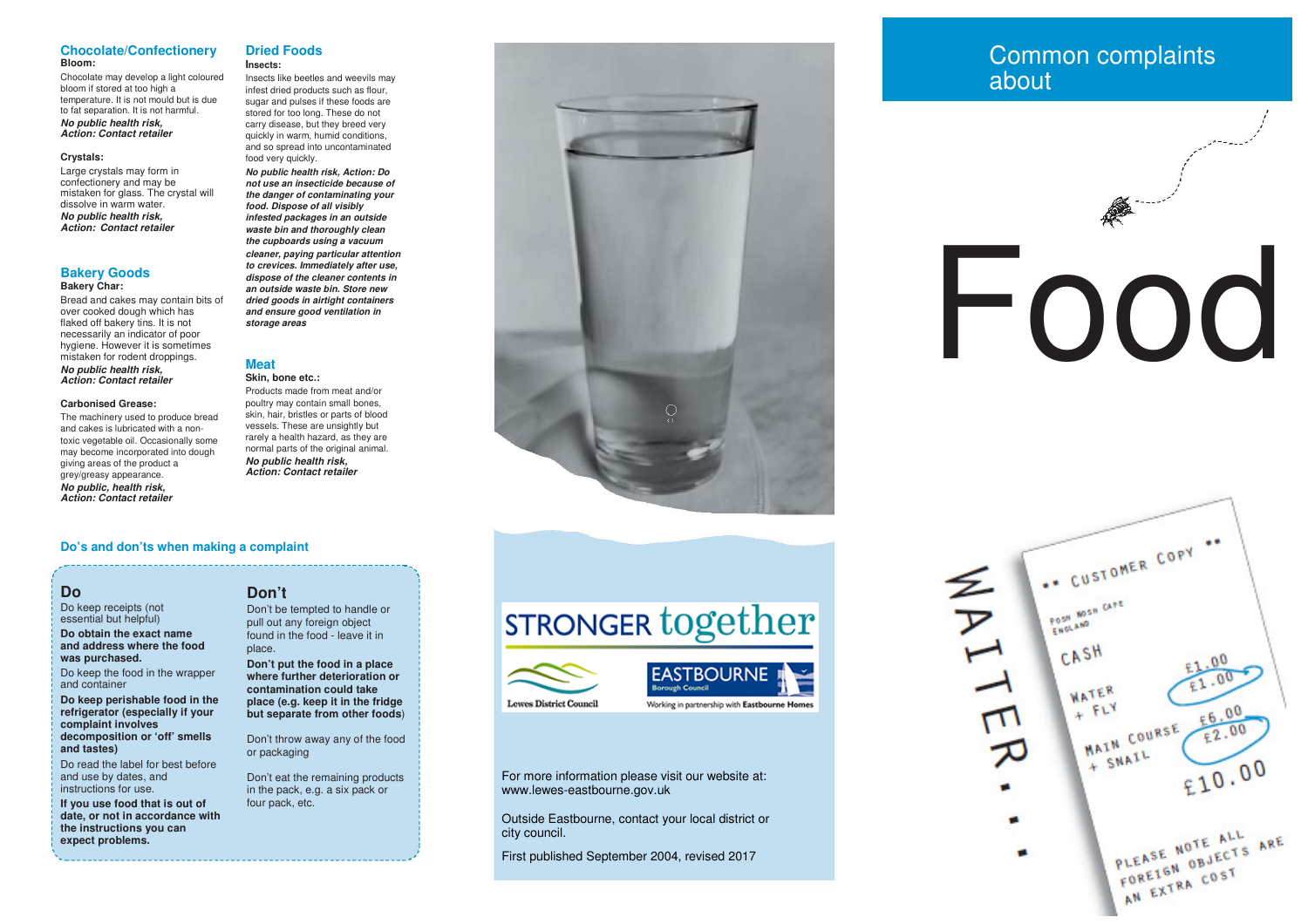## Chocolate/Confectionery

### Bloom:

Chocolate may develop a light coloured bloom if stored at too high a temperature. It is not mould but is due to fat separation. It is not harmful.

***No public health risk, Action: Contact retailer***

### Crystals:

Large crystals may form in confectionery and may be mistaken for glass. The crystal will dissolve in warm water.

***No public health risk, Action: Contact retailer***

## Bakery Goods

### Bakery Char:

Bread and cakes may contain bits of over cooked dough which has flaked off bakery tins. It is not necessarily an indicator of poor hygiene. However it is sometimes mistaken for rodent droppings.

***No public health risk, Action: Contact retailer***

### Carbonised Grease:

The machinery used to produce bread and cakes is lubricated with a non-toxic vegetable oil. Occasionally some may become incorporated into dough giving areas of the product a grey/greasy appearance.

***No public, health risk, Action: Contact retailer***

## Dried Foods

### Insects:

Insects like beetles and weevils may infest dried products such as flour, sugar and pulses if these foods are stored for too long. These do not carry disease, but they breed very quickly in warm, humid conditions, and so spread into uncontaminated food very quickly.

***No public health risk, Action: Do not use an insecticide because of the danger of contaminating your food. Dispose of all visibly infested packages in an outside waste bin and thoroughly clean the cupboards using a vacuum cleaner, paying particular attention to crevices. Immediately after use, dispose of the cleaner contents in an outside waste bin. Store new dried goods in airtight containers and ensure good ventilation in storage areas***

## Meat

### Skin, bone etc.:

Products made from meat and/or poultry may contain small bones, skin, hair, bristles or parts of blood vessels. These are unsightly but rarely a health hazard, as they are normal parts of the original animal.

***No public health risk, Action: Contact retailer***

## Do's and don'ts when making a complaint

### Do

Do keep receipts (not essential but helpful)

**Do obtain the exact name and address where the food was purchased.**

Do keep the food in the wrapper and container

**Do keep perishable food in the refrigerator (especially if your complaint involves decomposition or 'off' smells and tastes)**

Do read the label for best before and use by dates, and instructions for use.

**If you use food that is out of date, or not in accordance with the instructions you can expect problems.**

### Don't

Don't be tempted to handle or pull out any foreign object found in the food - leave it in place.

**Don't put the food in a place where further deterioration or contamination could take place (e.g. keep it in the fridge but separate from other foods)**

Don't throw away any of the food or packaging

Don't eat the remaining products in the pack, e.g. a six pack or four pack, etc.

STRONGER together

Lewes District Council

EASTBOURNE Borough Council

Working in partnership with Eastbourne Homes

For more information please visit our website at: www.lewes-eastbourne.gov.uk

Outside Eastbourne, contact your local district or city council.

First published September 2004, revised 2017

# Common complaints about Food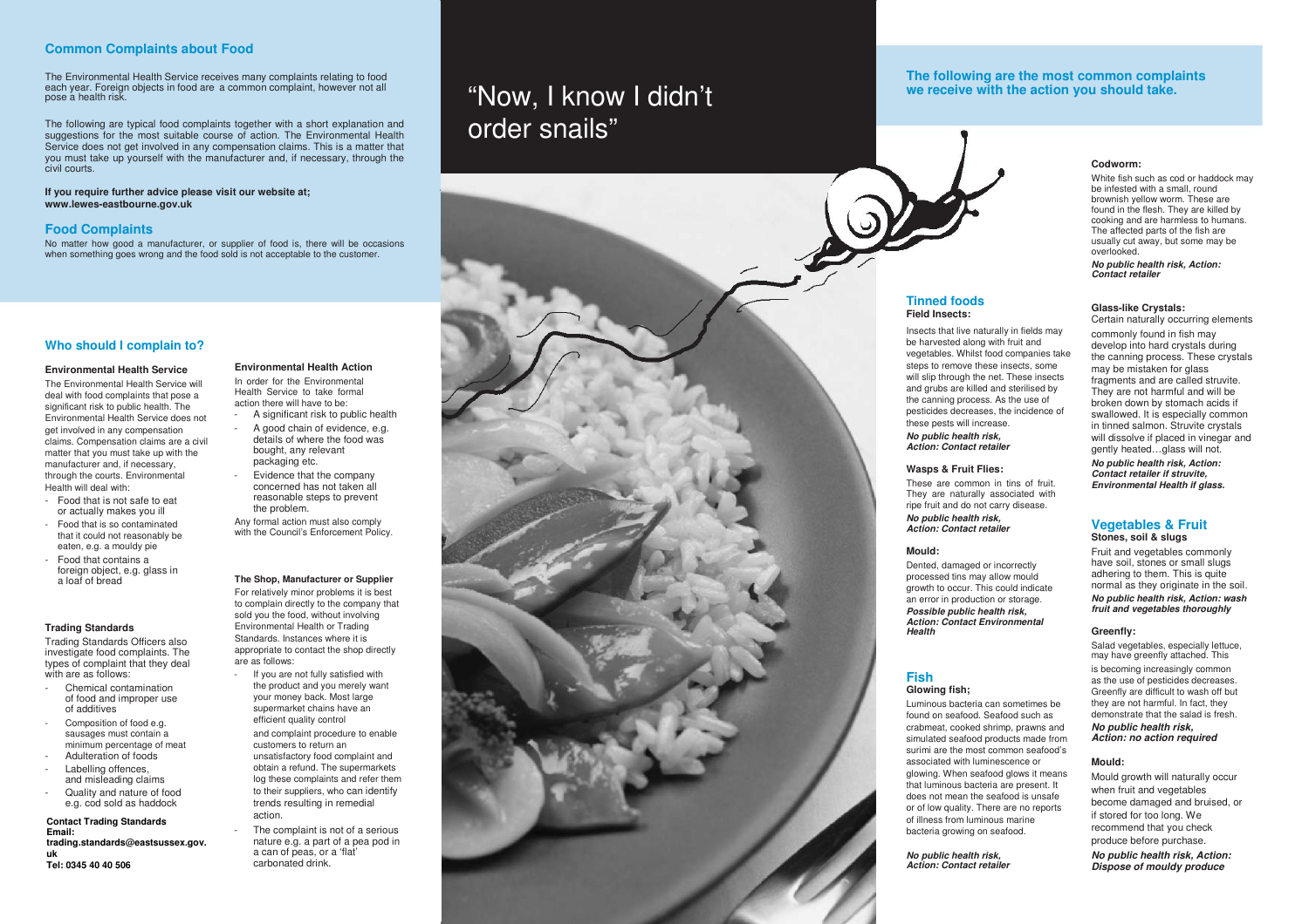## Common Complaints about Food

The Environmental Health Service receives many complaints relating to food each year. Foreign objects in food are a common complaint, however not all pose a health risk.

The following are typical food complaints together with a short explanation and suggestions for the most suitable course of action. The Environmental Health Service does not get involved in any compensation claims. This is a matter that you must take up yourself with the manufacturer and, if necessary, through the civil courts.

**If you require further advice please visit our website at; www.lewes-eastbourne.gov.uk**

## Food Complaints

No matter how good a manufacturer, or supplier of food is, there will be occasions when something goes wrong and the food sold is not acceptable to the customer.

## Who should I complain to?

### Environmental Health Service

The Environmental Health Service will deal with food complaints that pose a significant risk to public health. The Environmental Health Service does not get involved in any compensation claims. Compensation claims are a civil matter that you must take up with the manufacturer and, if necessary, through the courts. Environmental Health will deal with:

- Food that is not safe to eat or actually makes you ill
- Food that is so contaminated that it could not reasonably be eaten, e.g. a mouldy pie
- Food that contains a foreign object, e.g. glass in a loaf of bread

### Trading Standards

Trading Standards Officers also investigate food complaints. The types of complaint that they deal with are as follows:

- Chemical contamination of food and improper use of additives
- Composition of food e.g. sausages must contain a minimum percentage of meat
- Adulteration of foods
- Labelling offences, and misleading claims
- Quality and nature of food e.g. cod sold as haddock

**Contact Trading Standards**
**Email: trading.standards@eastsussex.gov.uk**
**Tel: 0345 40 40 506**

### Environmental Health Action

In order for the Environmental Health Service to take formal action there will have to be:

- A significant risk to public health
- A good chain of evidence, e.g. details of where the food was bought, any relevant packaging etc.
- Evidence that the company concerned has not taken all reasonable steps to prevent the problem.

Any formal action must also comply with the Council's Enforcement Policy.

### The Shop, Manufacturer or Supplier

For relatively minor problems it is best to complain directly to the company that sold you the food, without involving Environmental Health or Trading Standards. Instances where it is appropriate to contact the shop directly are as follows:

- If you are not fully satisfied with the product and you merely want your money back. Most large supermarket chains have an efficient quality control and complaint procedure to enable customers to return an unsatisfactory food complaint and obtain a refund. The supermarkets log these complaints and refer them to their suppliers, who can identify trends resulting in remedial action.
- The complaint is not of a serious nature e.g. a part of a pea pod in a can of peas, or a 'flat' carbonated drink.

# "Now, I know I didn't order snails"

## The following are the most common complaints we receive with the action you should take.

## Tinned foods

### Field Insects:

Insects that live naturally in fields may be harvested along with fruit and vegetables. Whilst food companies take steps to remove these insects, some will slip through the net. These insects and grubs are killed and sterilised by the canning process. As the use of pesticides decreases, the incidence of these pests will increase.

***No public health risk, Action: Contact retailer***

### Wasps & Fruit Flies:

These are common in tins of fruit. They are naturally associated with ripe fruit and do not carry disease.

***No public health risk, Action: Contact retailer***

### Mould:

Dented, damaged or incorrectly processed tins may allow mould growth to occur. This could indicate an error in production or storage.

***Possible public health risk, Action: Contact Environmental Health***

## Fish

### Glowing fish;

Luminous bacteria can sometimes be found on seafood. Seafood such as crabmeat, cooked shrimp, prawns and simulated seafood products made from surimi are the most common seafood's associated with luminescence or glowing. When seafood glows it means that luminous bacteria are present. It does not mean the seafood is unsafe or of low quality. There are no reports of illness from luminous marine bacteria growing on seafood.

***No public health risk, Action: Contact retailer***

### Codworm:

White fish such as cod or haddock may be infested with a small, round brownish yellow worm. These are found in the flesh. They are killed by cooking and are harmless to humans. The affected parts of the fish are usually cut away, but some may be overlooked.

***No public health risk, Action: Contact retailer***

### Glass-like Crystals:

Certain naturally occurring elements commonly found in fish may develop into hard crystals during the canning process. These crystals may be mistaken for glass fragments and are called struvite. They are not harmful and will be broken down by stomach acids if swallowed. It is especially common in tinned salmon. Struvite crystals will dissolve if placed in vinegar and gently heated…glass will not.

***No public health risk, Action: Contact retailer if struvite, Environmental Health if glass.***

## Vegetables & Fruit

### Stones, soil & slugs

Fruit and vegetables commonly have soil, stones or small slugs adhering to them. This is quite normal as they originate in the soil.

***No public health risk, Action: wash fruit and vegetables thoroughly***

### Greenfly:

Salad vegetables, especially lettuce, may have greenfly attached. This is becoming increasingly common as the use of pesticides decreases. Greenfly are difficult to wash off but they are not harmful. In fact, they demonstrate that the salad is fresh.

***No public health risk, Action: no action required***

### Mould:

Mould growth will naturally occur when fruit and vegetables become damaged and bruised, or if stored for too long. We recommend that you check produce before purchase.

***No public health risk, Action: Dispose of mouldy produce***